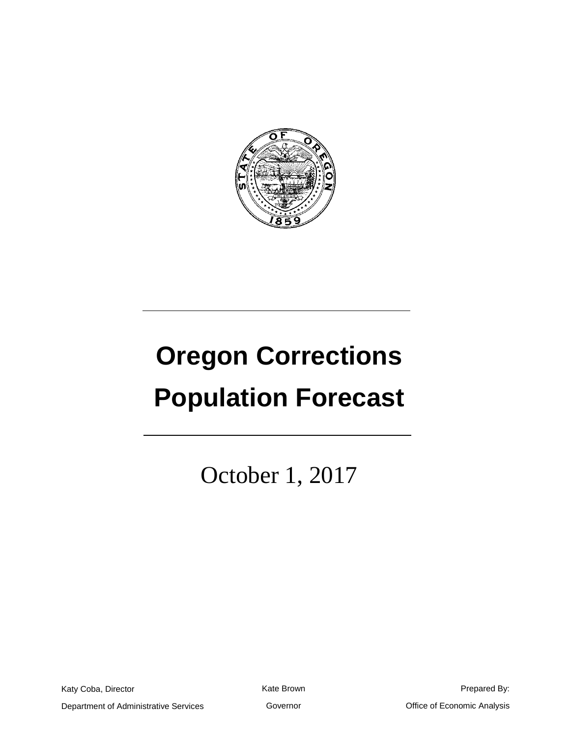# Oregon Corrections Population Forecast

October 1, 2017

Katy Coba, Director

Department of Administrative Services

Kate Brown

Governor

Prepared By:

Office of Economic Analysis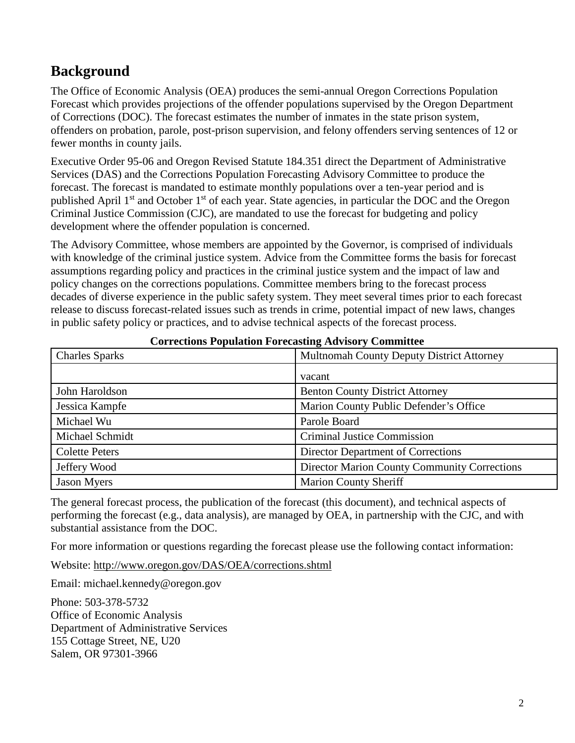## Background

The Office of Economic Analysis (OEA) produces the semi-annual Oregon Corrections Population Forecast which provides projections of the offender populations supervised by the Oregon Department of Corrections (DOC). The forecast estimates the number of inmates in the state prison system, offenders on probation, parole, post-prison supervision, and felony offenders serving sentences of 12 or fewer months in county jails.

Executive Order 95-06 and Oregon Revised Statute 184.351 direct the Department of Administrative Services (DAS) and the Corrections Population Forecasting Advisory Committee to produce the forecast. The forecast is mandated to estimate monthly populations over a ten-year period and is published April 1st and October 1st of each year. State agencies, in particular the DOC and the Oregon Criminal Justice Commission (CJC), are mandated to use the forecast for budgeting and policy development where the offender population is concerned.

The Advisory Committee, whose members are appointed by the Governor, is comprised of individuals with knowledge of the criminal justice system. Advice from the Committee forms the basis for forecast assumptions regarding policy and practices in the criminal justice system and the impact of law and policy changes on the corrections populations. Committee members bring to the forecast process decades of diverse experience in the public safety system. They meet several times prior to each forecast release to discuss forecast-related issues such as trends in crime, potential impact of new laws, changes in public safety policy or practices, and to advise technical aspects of the forecast process.

**Corrections Population Forecasting Advisory Committee**

| | |
|---|---|
| Charles Sparks | Multnomah County Deputy District Attorney |
| | vacant |
| John Haroldson | Benton County District Attorney |
| Jessica Kampfe | Marion County Public Defender's Office |
| Michael Wu | Parole Board |
| Michael Schmidt | Criminal Justice Commission |
| Colette Peters | Director Department of Corrections |
| Jeffery Wood | Director Marion County Community Corrections |
| Jason Myers | Marion County Sheriff |

The general forecast process, the publication of the forecast (this document), and technical aspects of performing the forecast (e.g., data analysis), are managed by OEA, in partnership with the CJC, and with substantial assistance from the DOC.

For more information or questions regarding the forecast please use the following contact information:

Website: http://www.oregon.gov/DAS/OEA/corrections.shtml

Email: michael.kennedy@oregon.gov

Phone: 503-378-5732  
Office of Economic Analysis  
Department of Administrative Services  
155 Cottage Street, NE, U20  
Salem, OR 97301-3966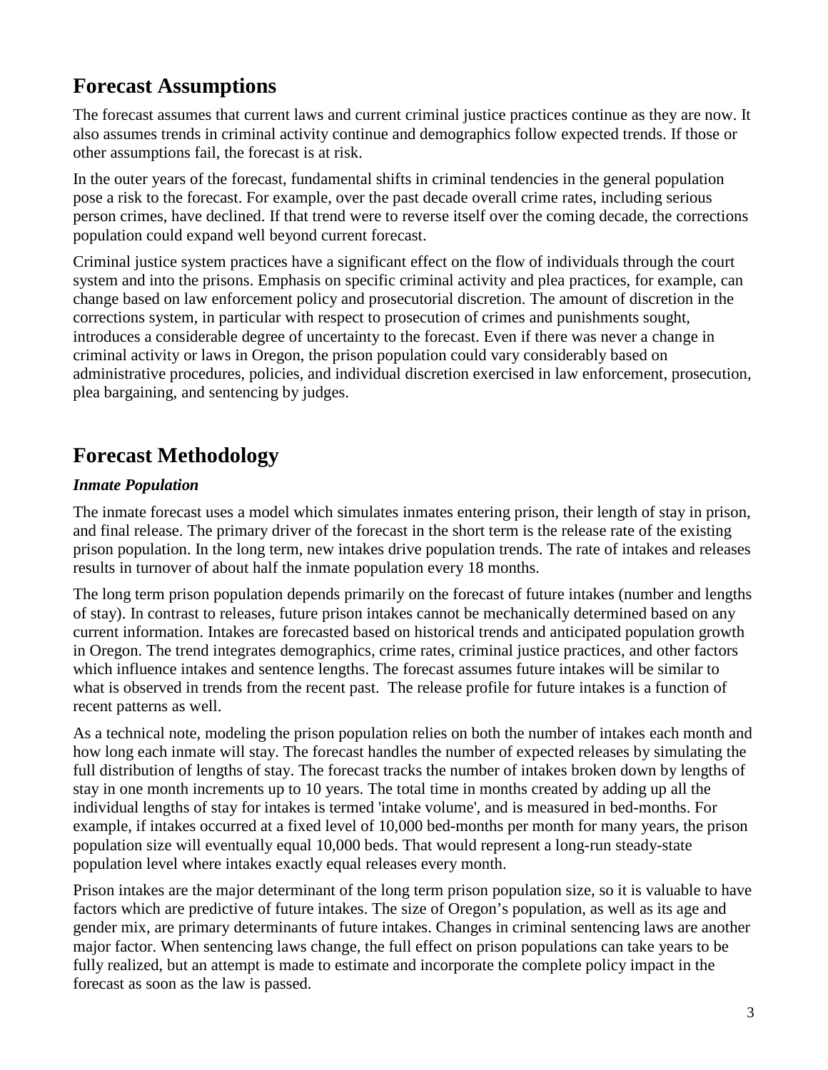## Forecast Assumptions

The forecast assumes that current laws and current criminal justice practices continue as they are now. It also assumes trends in criminal activity continue and demographics follow expected trends. If those or other assumptions fail, the forecast is at risk.

In the outer years of the forecast, fundamental shifts in criminal tendencies in the general population pose a risk to the forecast. For example, over the past decade overall crime rates, including serious person crimes, have declined. If that trend were to reverse itself over the coming decade, the corrections population could expand well beyond current forecast.

Criminal justice system practices have a significant effect on the flow of individuals through the court system and into the prisons. Emphasis on specific criminal activity and plea practices, for example, can change based on law enforcement policy and prosecutorial discretion. The amount of discretion in the corrections system, in particular with respect to prosecution of crimes and punishments sought, introduces a considerable degree of uncertainty to the forecast. Even if there was never a change in criminal activity or laws in Oregon, the prison population could vary considerably based on administrative procedures, policies, and individual discretion exercised in law enforcement, prosecution, plea bargaining, and sentencing by judges.

## Forecast Methodology

### *Inmate Population*

The inmate forecast uses a model which simulates inmates entering prison, their length of stay in prison, and final release. The primary driver of the forecast in the short term is the release rate of the existing prison population. In the long term, new intakes drive population trends. The rate of intakes and releases results in turnover of about half the inmate population every 18 months.

The long term prison population depends primarily on the forecast of future intakes (number and lengths of stay). In contrast to releases, future prison intakes cannot be mechanically determined based on any current information. Intakes are forecasted based on historical trends and anticipated population growth in Oregon. The trend integrates demographics, crime rates, criminal justice practices, and other factors which influence intakes and sentence lengths. The forecast assumes future intakes will be similar to what is observed in trends from the recent past. The release profile for future intakes is a function of recent patterns as well.

As a technical note, modeling the prison population relies on both the number of intakes each month and how long each inmate will stay. The forecast handles the number of expected releases by simulating the full distribution of lengths of stay. The forecast tracks the number of intakes broken down by lengths of stay in one month increments up to 10 years. The total time in months created by adding up all the individual lengths of stay for intakes is termed 'intake volume', and is measured in bed-months. For example, if intakes occurred at a fixed level of 10,000 bed-months per month for many years, the prison population size will eventually equal 10,000 beds. That would represent a long-run steady-state population level where intakes exactly equal releases every month.

Prison intakes are the major determinant of the long term prison population size, so it is valuable to have factors which are predictive of future intakes. The size of Oregon's population, as well as its age and gender mix, are primary determinants of future intakes. Changes in criminal sentencing laws are another major factor. When sentencing laws change, the full effect on prison populations can take years to be fully realized, but an attempt is made to estimate and incorporate the complete policy impact in the forecast as soon as the law is passed.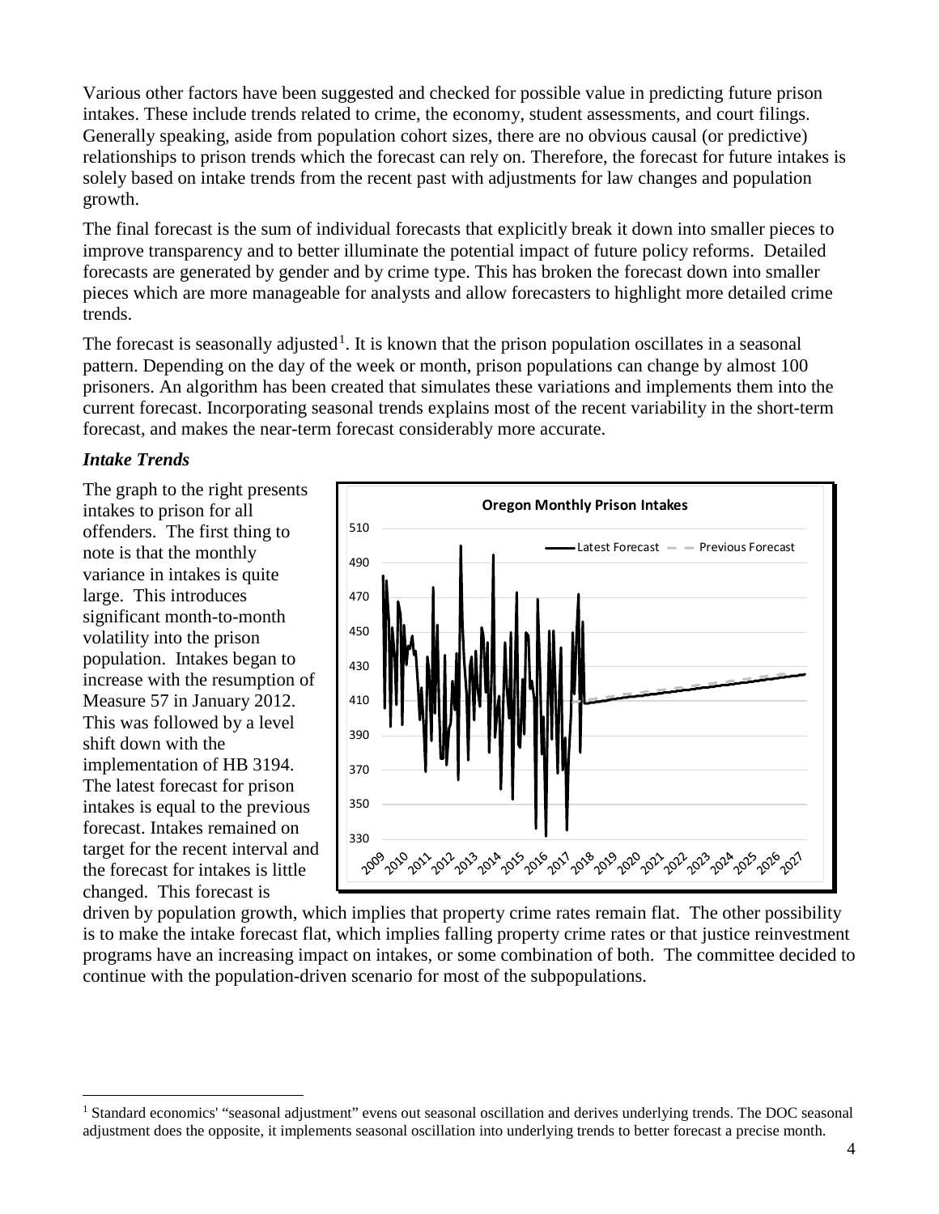Various other factors have been suggested and checked for possible value in predicting future prison intakes. These include trends related to crime, the economy, student assessments, and court filings. Generally speaking, aside from population cohort sizes, there are no obvious causal (or predictive) relationships to prison trends which the forecast can rely on. Therefore, the forecast for future intakes is solely based on intake trends from the recent past with adjustments for law changes and population growth.

The final forecast is the sum of individual forecasts that explicitly break it down into smaller pieces to improve transparency and to better illuminate the potential impact of future policy reforms. Detailed forecasts are generated by gender and by crime type. This has broken the forecast down into smaller pieces which are more manageable for analysts and allow forecasters to highlight more detailed crime trends.

The forecast is seasonally adjusted[1]. It is known that the prison population oscillates in a seasonal pattern. Depending on the day of the week or month, prison populations can change by almost 100 prisoners. An algorithm has been created that simulates these variations and implements them into the current forecast. Incorporating seasonal trends explains most of the recent variability in the short-term forecast, and makes the near-term forecast considerably more accurate.

### *Intake Trends*

The graph to the right presents intakes to prison for all offenders. The first thing to note is that the monthly variance in intakes is quite large. This introduces significant month-to-month volatility into the prison population. Intakes began to increase with the resumption of Measure 57 in January 2012. This was followed by a level shift down with the implementation of HB 3194. The latest forecast for prison intakes is equal to the previous forecast. Intakes remained on target for the recent interval and the forecast for intakes is little changed. This forecast is driven by population growth, which implies that property crime rates remain flat. The other possibility is to make the intake forecast flat, which implies falling property crime rates or that justice reinvestment programs have an increasing impact on intakes, or some combination of both. The committee decided to continue with the population-driven scenario for most of the subpopulations.

**Oregon Monthly Prison Intakes**

(Chart legend: Latest Forecast; Previous Forecast. Y-axis: 330–510. X-axis: 2009–2027.)

[1] Standard economics' "seasonal adjustment" evens out seasonal oscillation and derives underlying trends. The DOC seasonal adjustment does the opposite, it implements seasonal oscillation into underlying trends to better forecast a precise month.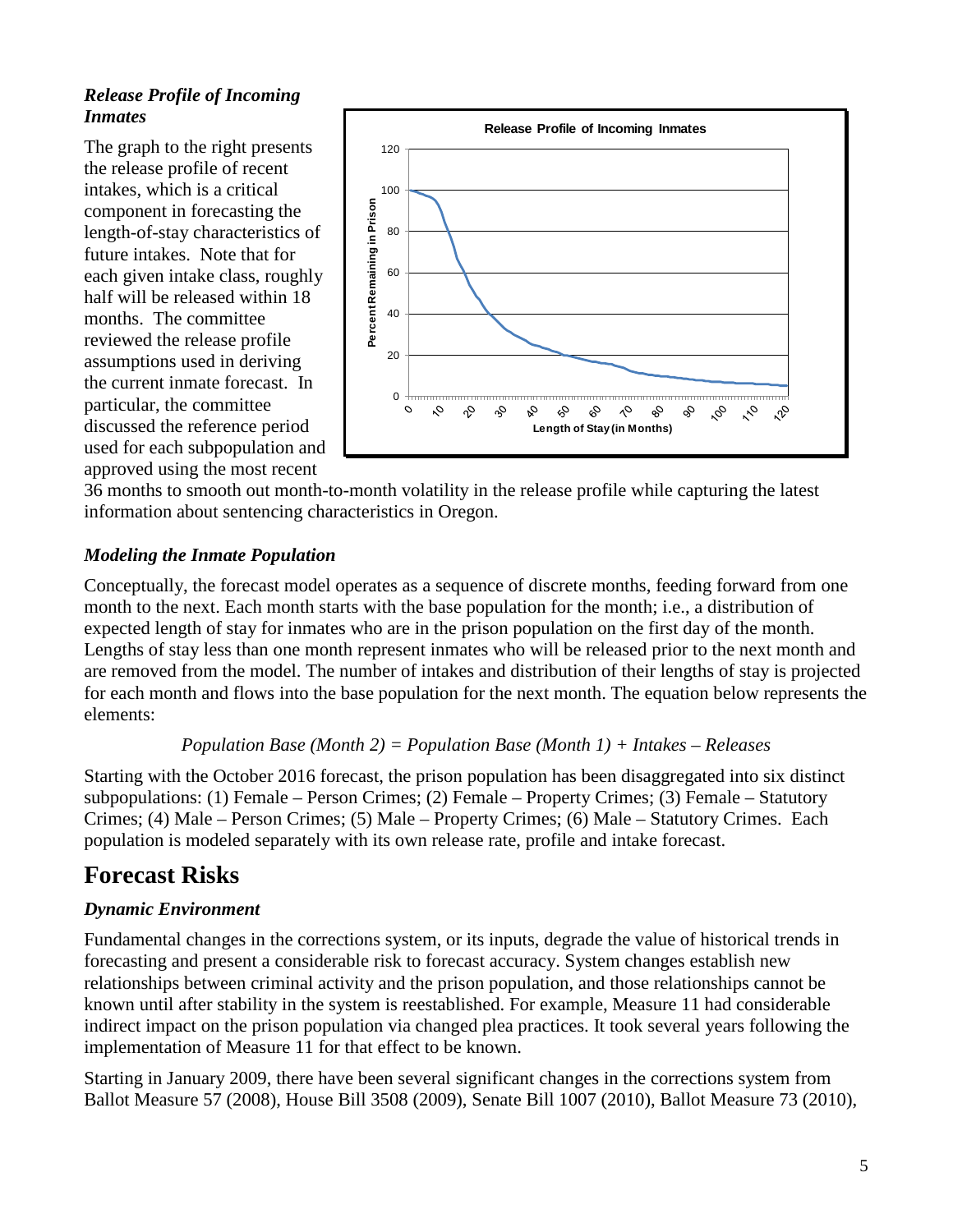### *Release Profile of Incoming Inmates*

The graph to the right presents the release profile of recent intakes, which is a critical component in forecasting the length-of-stay characteristics of future intakes. Note that for each given intake class, roughly half will be released within 18 months. The committee reviewed the release profile assumptions used in deriving the current inmate forecast. In particular, the committee discussed the reference period used for each subpopulation and approved using the most recent 36 months to smooth out month-to-month volatility in the release profile while capturing the latest information about sentencing characteristics in Oregon.

### *Modeling the Inmate Population*

Conceptually, the forecast model operates as a sequence of discrete months, feeding forward from one month to the next. Each month starts with the base population for the month; i.e., a distribution of expected length of stay for inmates who are in the prison population on the first day of the month. Lengths of stay less than one month represent inmates who will be released prior to the next month and are removed from the model. The number of intakes and distribution of their lengths of stay is projected for each month and flows into the base population for the next month. The equation below represents the elements:

*Population Base (Month 2) = Population Base (Month 1) + Intakes – Releases*

Starting with the October 2016 forecast, the prison population has been disaggregated into six distinct subpopulations: (1) Female – Person Crimes; (2) Female – Property Crimes; (3) Female – Statutory Crimes; (4) Male – Person Crimes; (5) Male – Property Crimes; (6) Male – Statutory Crimes. Each population is modeled separately with its own release rate, profile and intake forecast.

# Forecast Risks

### *Dynamic Environment*

Fundamental changes in the corrections system, or its inputs, degrade the value of historical trends in forecasting and present a considerable risk to forecast accuracy. System changes establish new relationships between criminal activity and the prison population, and those relationships cannot be known until after stability in the system is reestablished. For example, Measure 11 had considerable indirect impact on the prison population via changed plea practices. It took several years following the implementation of Measure 11 for that effect to be known.

Starting in January 2009, there have been several significant changes in the corrections system from Ballot Measure 57 (2008), House Bill 3508 (2009), Senate Bill 1007 (2010), Ballot Measure 73 (2010),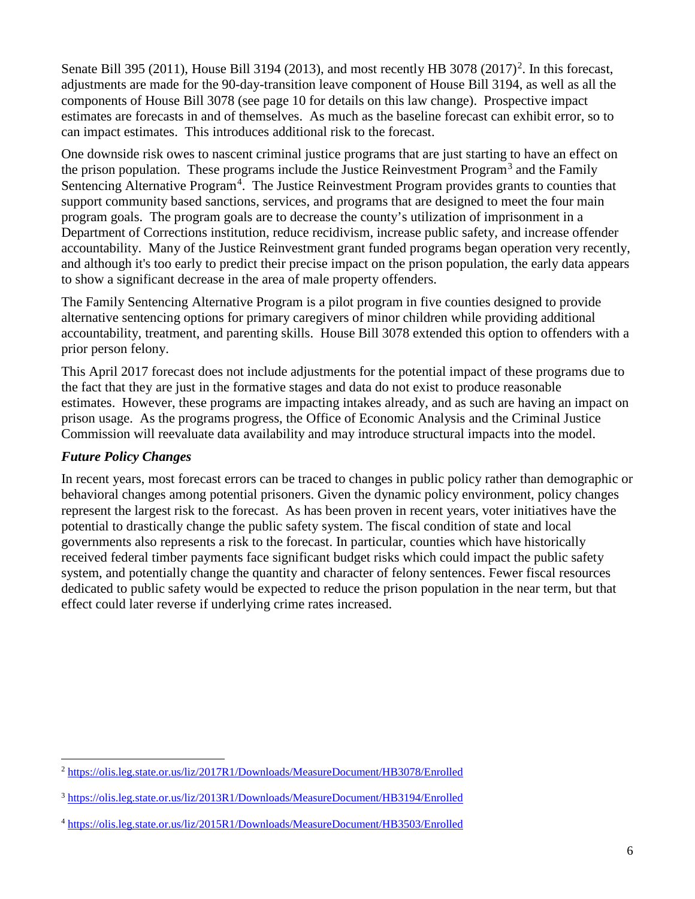Senate Bill 395 (2011), House Bill 3194 (2013), and most recently HB 3078 (2017)[2]. In this forecast, adjustments are made for the 90-day-transition leave component of House Bill 3194, as well as all the components of House Bill 3078 (see page 10 for details on this law change). Prospective impact estimates are forecasts in and of themselves. As much as the baseline forecast can exhibit error, so to can impact estimates. This introduces additional risk to the forecast.

One downside risk owes to nascent criminal justice programs that are just starting to have an effect on the prison population. These programs include the Justice Reinvestment Program[3] and the Family Sentencing Alternative Program[4]. The Justice Reinvestment Program provides grants to counties that support community based sanctions, services, and programs that are designed to meet the four main program goals. The program goals are to decrease the county's utilization of imprisonment in a Department of Corrections institution, reduce recidivism, increase public safety, and increase offender accountability. Many of the Justice Reinvestment grant funded programs began operation very recently, and although it's too early to predict their precise impact on the prison population, the early data appears to show a significant decrease in the area of male property offenders.

The Family Sentencing Alternative Program is a pilot program in five counties designed to provide alternative sentencing options for primary caregivers of minor children while providing additional accountability, treatment, and parenting skills. House Bill 3078 extended this option to offenders with a prior person felony.

This April 2017 forecast does not include adjustments for the potential impact of these programs due to the fact that they are just in the formative stages and data do not exist to produce reasonable estimates. However, these programs are impacting intakes already, and as such are having an impact on prison usage. As the programs progress, the Office of Economic Analysis and the Criminal Justice Commission will reevaluate data availability and may introduce structural impacts into the model.

### *Future Policy Changes*

In recent years, most forecast errors can be traced to changes in public policy rather than demographic or behavioral changes among potential prisoners. Given the dynamic policy environment, policy changes represent the largest risk to the forecast. As has been proven in recent years, voter initiatives have the potential to drastically change the public safety system. The fiscal condition of state and local governments also represents a risk to the forecast. In particular, counties which have historically received federal timber payments face significant budget risks which could impact the public safety system, and potentially change the quantity and character of felony sentences. Fewer fiscal resources dedicated to public safety would be expected to reduce the prison population in the near term, but that effect could later reverse if underlying crime rates increased.

---

[2] https://olis.leg.state.or.us/liz/2017R1/Downloads/MeasureDocument/HB3078/Enrolled

[3] https://olis.leg.state.or.us/liz/2013R1/Downloads/MeasureDocument/HB3194/Enrolled

[4] https://olis.leg.state.or.us/liz/2015R1/Downloads/MeasureDocument/HB3503/Enrolled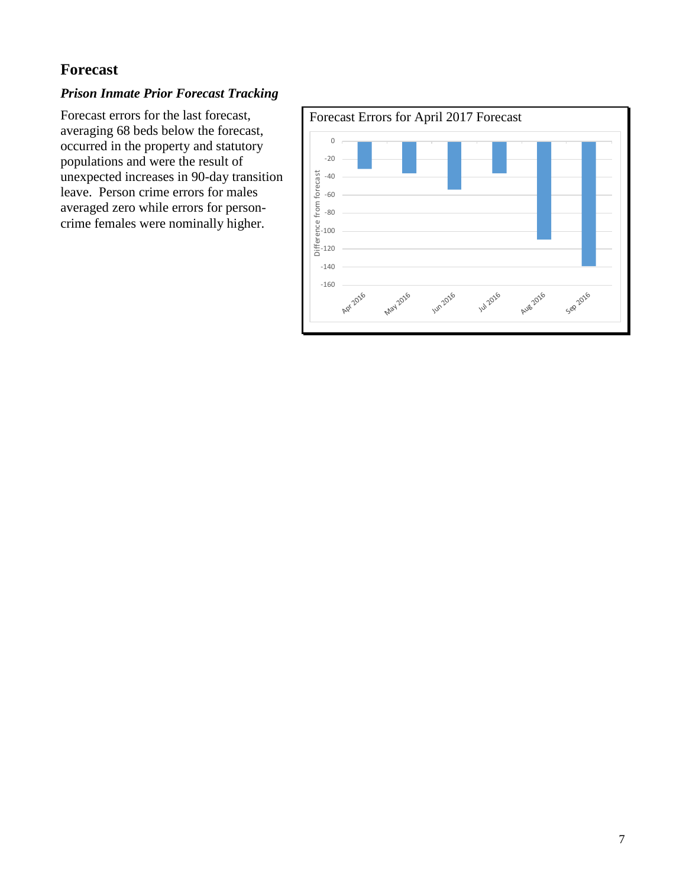# Forecast

### *Prison Inmate Prior Forecast Tracking*

Forecast errors for the last forecast, averaging 68 beds below the forecast, occurred in the property and statutory populations and were the result of unexpected increases in 90-day transition leave. Person crime errors for males averaged zero while errors for person-crime females were nominally higher.

Forecast Errors for April 2017 Forecast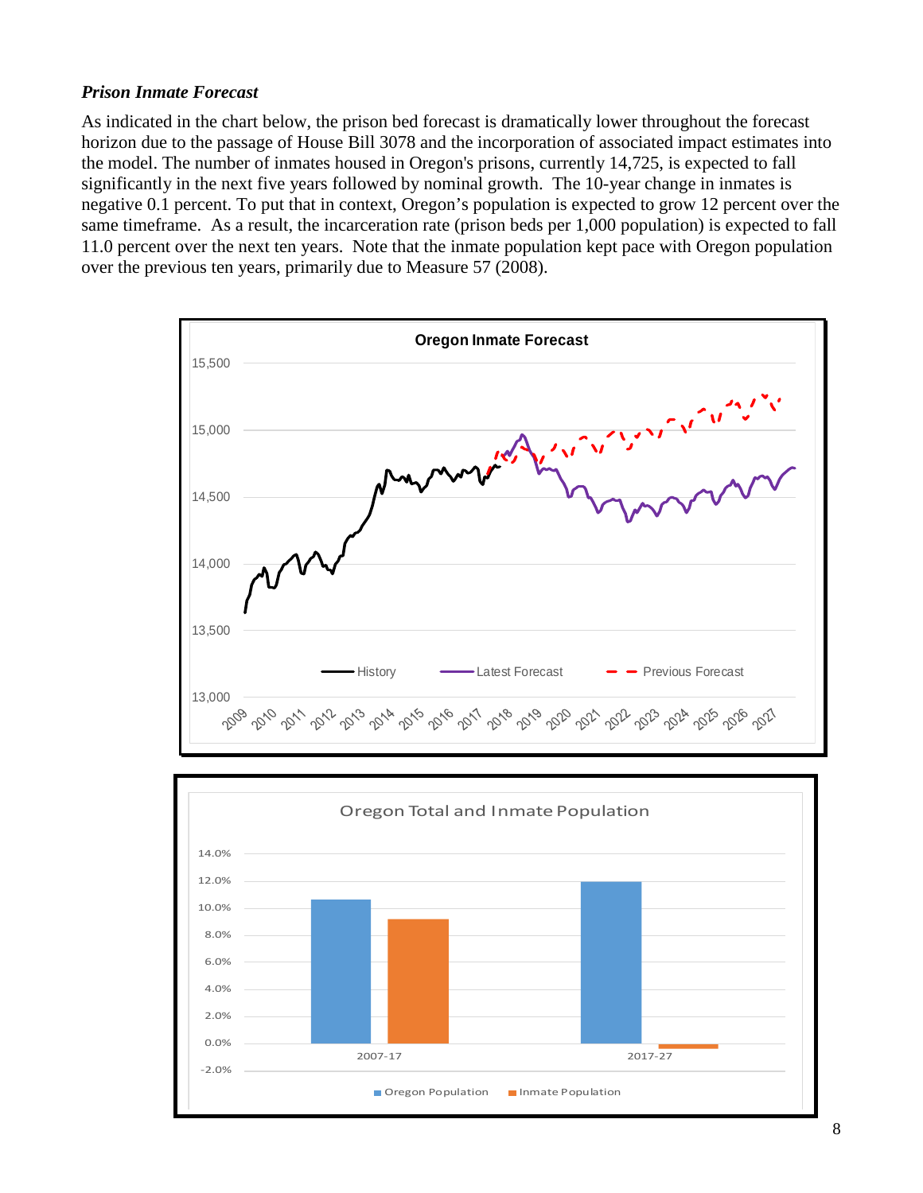### *Prison Inmate Forecast*

As indicated in the chart below, the prison bed forecast is dramatically lower throughout the forecast horizon due to the passage of House Bill 3078 and the incorporation of associated impact estimates into the model. The number of inmates housed in Oregon's prisons, currently 14,725, is expected to fall significantly in the next five years followed by nominal growth. The 10-year change in inmates is negative 0.1 percent. To put that in context, Oregon's population is expected to grow 12 percent over the same timeframe. As a result, the incarceration rate (prison beds per 1,000 population) is expected to fall 11.0 percent over the next ten years. Note that the inmate population kept pace with Oregon population over the previous ten years, primarily due to Measure 57 (2008).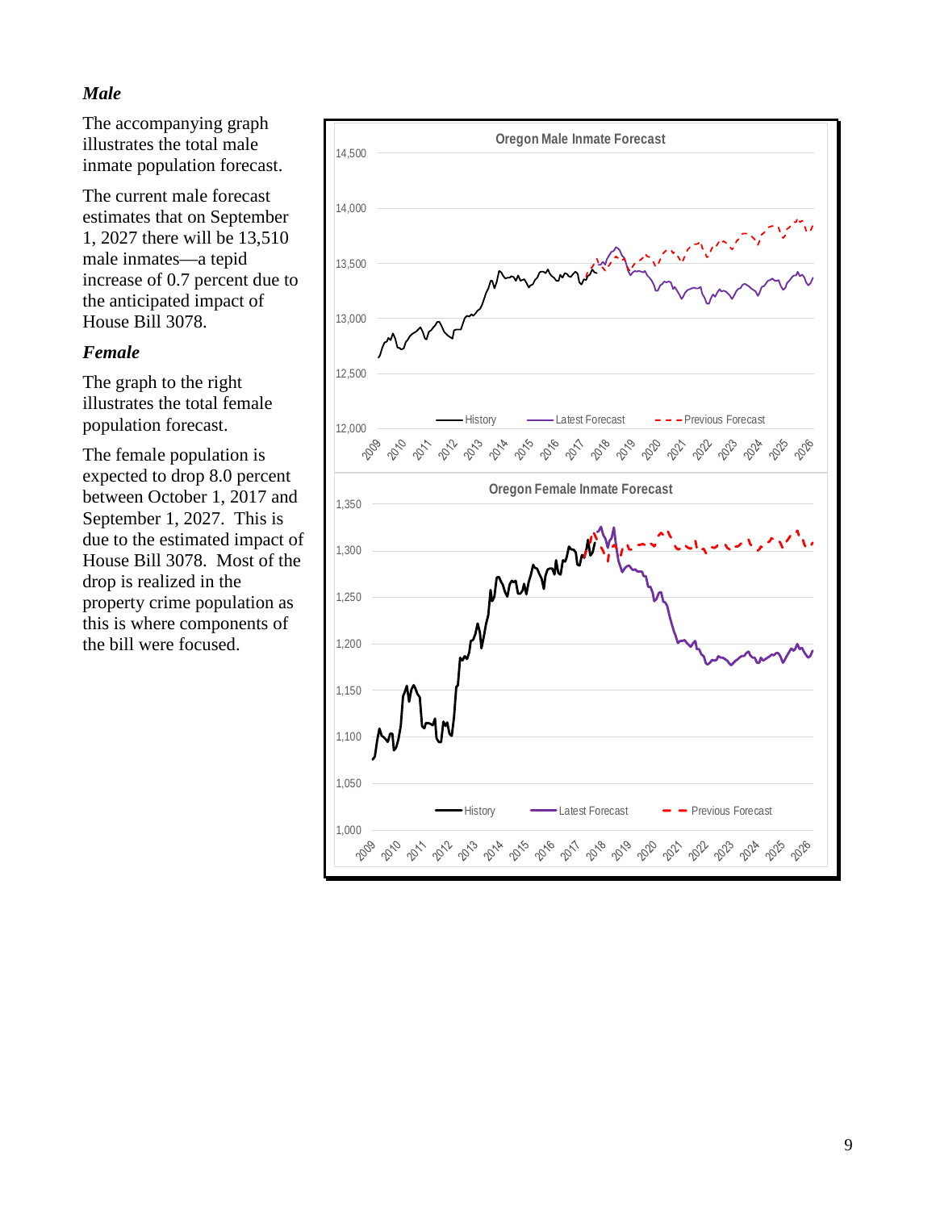### *Male*

The accompanying graph illustrates the total male inmate population forecast.

The current male forecast estimates that on September 1, 2027 there will be 13,510 male inmates—a tepid increase of 0.7 percent due to the anticipated impact of House Bill 3078.

### *Female*

The graph to the right illustrates the total female population forecast.

The female population is expected to drop 8.0 percent between October 1, 2017 and September 1, 2027. This is due to the estimated impact of House Bill 3078. Most of the drop is realized in the property crime population as this is where components of the bill were focused.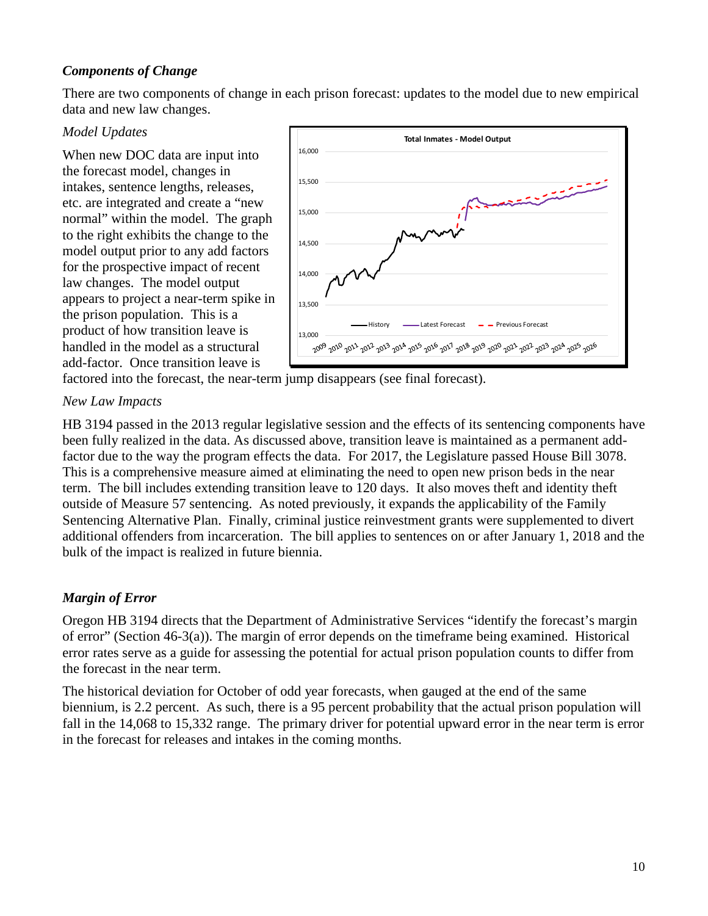### *Components of Change*

There are two components of change in each prison forecast: updates to the model due to new empirical data and new law changes.

*Model Updates*

When new DOC data are input into the forecast model, changes in intakes, sentence lengths, releases, etc. are integrated and create a "new normal" within the model. The graph to the right exhibits the change to the model output prior to any add factors for the prospective impact of recent law changes. The model output appears to project a near-term spike in the prison population. This is a product of how transition leave is handled in the model as a structural add-factor. Once transition leave is factored into the forecast, the near-term jump disappears (see final forecast).

*New Law Impacts*

HB 3194 passed in the 2013 regular legislative session and the effects of its sentencing components have been fully realized in the data. As discussed above, transition leave is maintained as a permanent add-factor due to the way the program effects the data. For 2017, the Legislature passed House Bill 3078. This is a comprehensive measure aimed at eliminating the need to open new prison beds in the near term. The bill includes extending transition leave to 120 days. It also moves theft and identity theft outside of Measure 57 sentencing. As noted previously, it expands the applicability of the Family Sentencing Alternative Plan. Finally, criminal justice reinvestment grants were supplemented to divert additional offenders from incarceration. The bill applies to sentences on or after January 1, 2018 and the bulk of the impact is realized in future biennia.

### *Margin of Error*

Oregon HB 3194 directs that the Department of Administrative Services "identify the forecast's margin of error" (Section 46-3(a)). The margin of error depends on the timeframe being examined. Historical error rates serve as a guide for assessing the potential for actual prison population counts to differ from the forecast in the near term.

The historical deviation for October of odd year forecasts, when gauged at the end of the same biennium, is 2.2 percent. As such, there is a 95 percent probability that the actual prison population will fall in the 14,068 to 15,332 range. The primary driver for potential upward error in the near term is error in the forecast for releases and intakes in the coming months.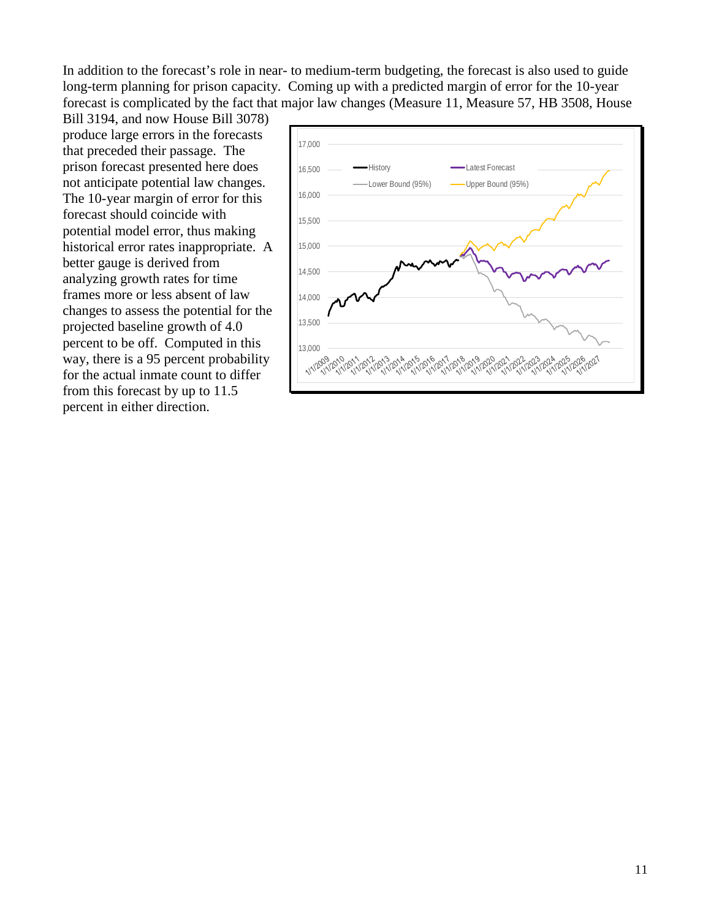In addition to the forecast's role in near- to medium-term budgeting, the forecast is also used to guide long-term planning for prison capacity. Coming up with a predicted margin of error for the 10-year forecast is complicated by the fact that major law changes (Measure 11, Measure 57, HB 3508, House Bill 3194, and now House Bill 3078) produce large errors in the forecasts that preceded their passage. The prison forecast presented here does not anticipate potential law changes. The 10-year margin of error for this forecast should coincide with potential model error, thus making historical error rates inappropriate. A better gauge is derived from analyzing growth rates for time frames more or less absent of law changes to assess the potential for the projected baseline growth of 4.0 percent to be off. Computed in this way, there is a 95 percent probability for the actual inmate count to differ from this forecast by up to 11.5 percent in either direction.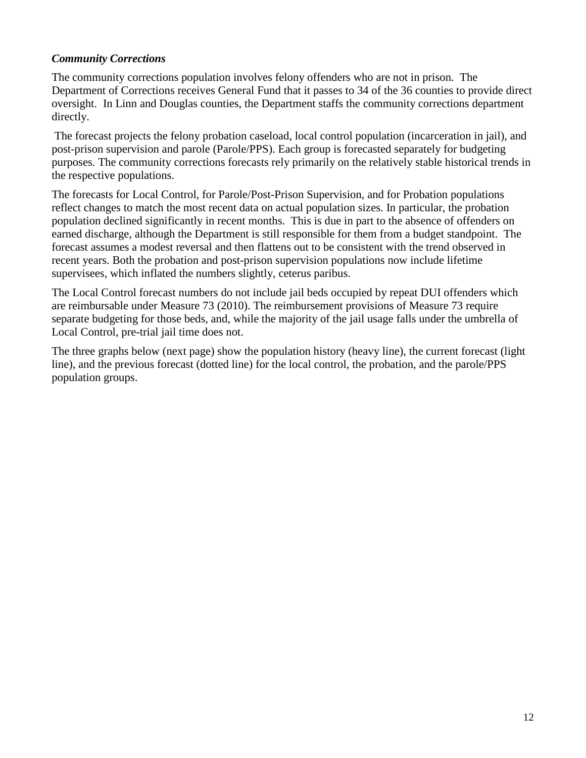***Community Corrections***

The community corrections population involves felony offenders who are not in prison. The Department of Corrections receives General Fund that it passes to 34 of the 36 counties to provide direct oversight. In Linn and Douglas counties, the Department staffs the community corrections department directly.

The forecast projects the felony probation caseload, local control population (incarceration in jail), and post-prison supervision and parole (Parole/PPS). Each group is forecasted separately for budgeting purposes. The community corrections forecasts rely primarily on the relatively stable historical trends in the respective populations.

The forecasts for Local Control, for Parole/Post-Prison Supervision, and for Probation populations reflect changes to match the most recent data on actual population sizes. In particular, the probation population declined significantly in recent months. This is due in part to the absence of offenders on earned discharge, although the Department is still responsible for them from a budget standpoint. The forecast assumes a modest reversal and then flattens out to be consistent with the trend observed in recent years. Both the probation and post-prison supervision populations now include lifetime supervisees, which inflated the numbers slightly, ceterus paribus.

The Local Control forecast numbers do not include jail beds occupied by repeat DUI offenders which are reimbursable under Measure 73 (2010). The reimbursement provisions of Measure 73 require separate budgeting for those beds, and, while the majority of the jail usage falls under the umbrella of Local Control, pre-trial jail time does not.

The three graphs below (next page) show the population history (heavy line), the current forecast (light line), and the previous forecast (dotted line) for the local control, the probation, and the parole/PPS population groups.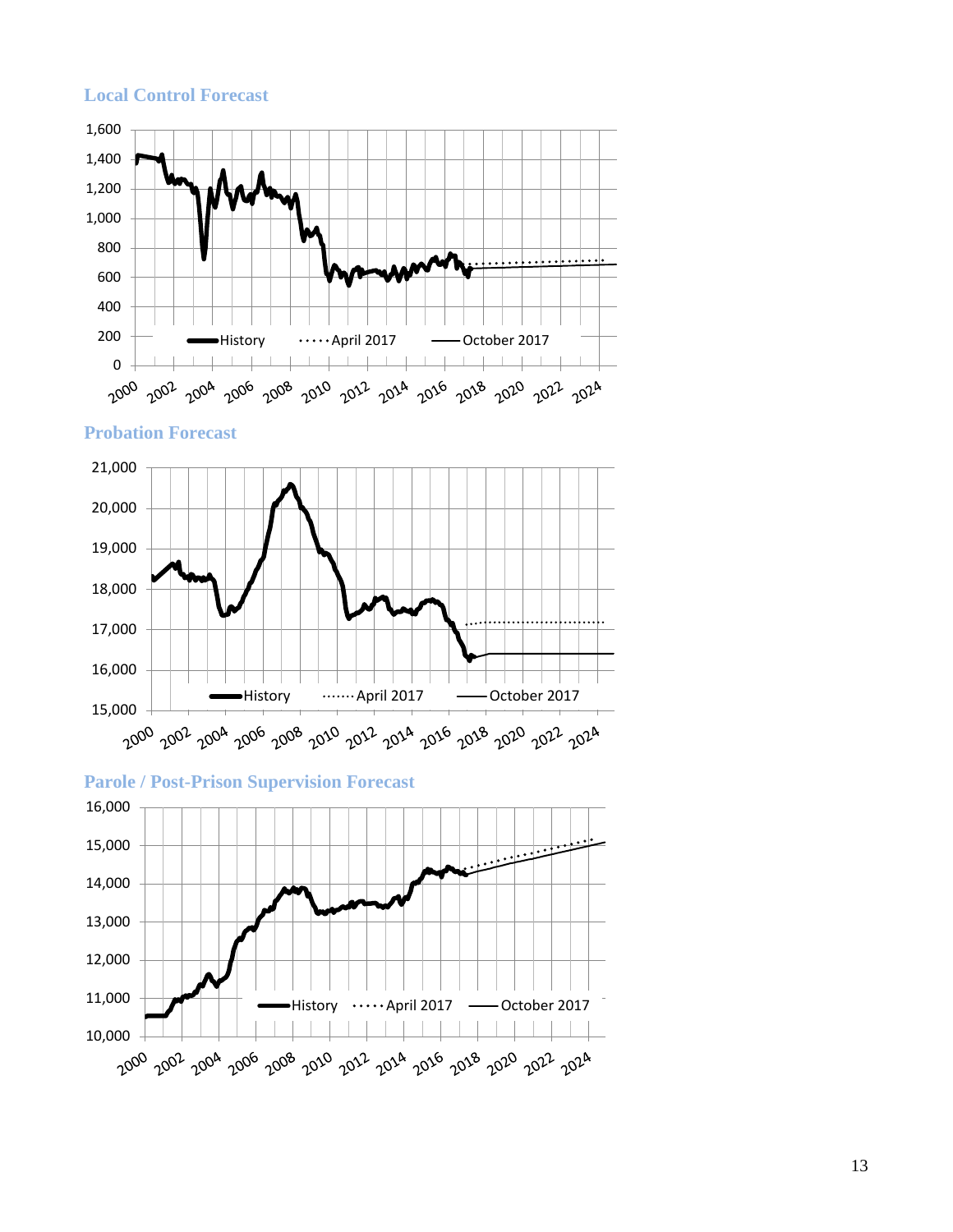## Local Control Forecast

## Probation Forecast

## Parole / Post-Prison Supervision Forecast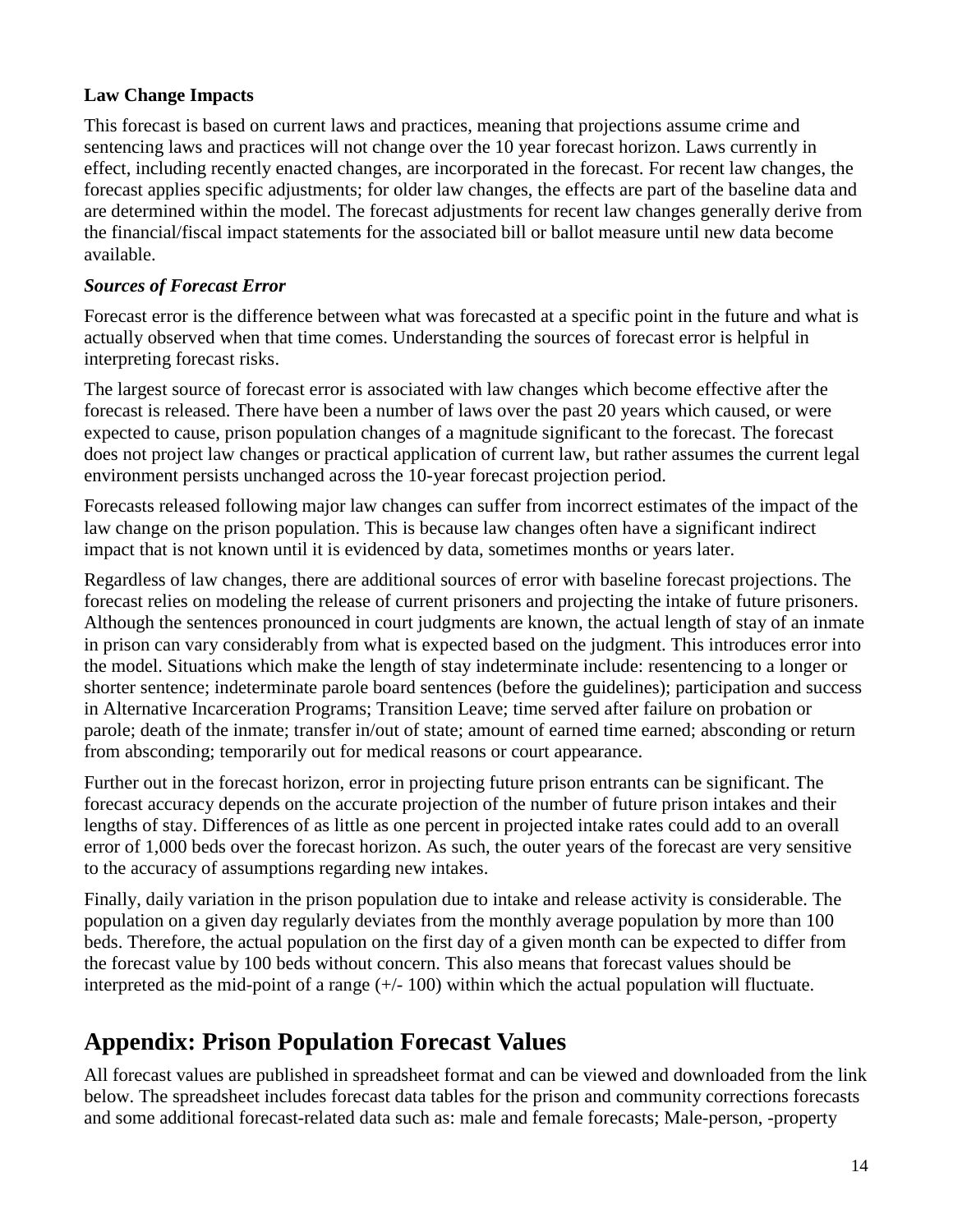**Law Change Impacts**

This forecast is based on current laws and practices, meaning that projections assume crime and sentencing laws and practices will not change over the 10 year forecast horizon. Laws currently in effect, including recently enacted changes, are incorporated in the forecast. For recent law changes, the forecast applies specific adjustments; for older law changes, the effects are part of the baseline data and are determined within the model. The forecast adjustments for recent law changes generally derive from the financial/fiscal impact statements for the associated bill or ballot measure until new data become available.

***Sources of Forecast Error***

Forecast error is the difference between what was forecasted at a specific point in the future and what is actually observed when that time comes. Understanding the sources of forecast error is helpful in interpreting forecast risks.

The largest source of forecast error is associated with law changes which become effective after the forecast is released. There have been a number of laws over the past 20 years which caused, or were expected to cause, prison population changes of a magnitude significant to the forecast. The forecast does not project law changes or practical application of current law, but rather assumes the current legal environment persists unchanged across the 10-year forecast projection period.

Forecasts released following major law changes can suffer from incorrect estimates of the impact of the law change on the prison population. This is because law changes often have a significant indirect impact that is not known until it is evidenced by data, sometimes months or years later.

Regardless of law changes, there are additional sources of error with baseline forecast projections. The forecast relies on modeling the release of current prisoners and projecting the intake of future prisoners. Although the sentences pronounced in court judgments are known, the actual length of stay of an inmate in prison can vary considerably from what is expected based on the judgment. This introduces error into the model. Situations which make the length of stay indeterminate include: resentencing to a longer or shorter sentence; indeterminate parole board sentences (before the guidelines); participation and success in Alternative Incarceration Programs; Transition Leave; time served after failure on probation or parole; death of the inmate; transfer in/out of state; amount of earned time earned; absconding or return from absconding; temporarily out for medical reasons or court appearance.

Further out in the forecast horizon, error in projecting future prison entrants can be significant. The forecast accuracy depends on the accurate projection of the number of future prison intakes and their lengths of stay. Differences of as little as one percent in projected intake rates could add to an overall error of 1,000 beds over the forecast horizon. As such, the outer years of the forecast are very sensitive to the accuracy of assumptions regarding new intakes.

Finally, daily variation in the prison population due to intake and release activity is considerable. The population on a given day regularly deviates from the monthly average population by more than 100 beds. Therefore, the actual population on the first day of a given month can be expected to differ from the forecast value by 100 beds without concern. This also means that forecast values should be interpreted as the mid-point of a range (+/- 100) within which the actual population will fluctuate.

## Appendix: Prison Population Forecast Values

All forecast values are published in spreadsheet format and can be viewed and downloaded from the link below. The spreadsheet includes forecast data tables for the prison and community corrections forecasts and some additional forecast-related data such as: male and female forecasts; Male-person, -property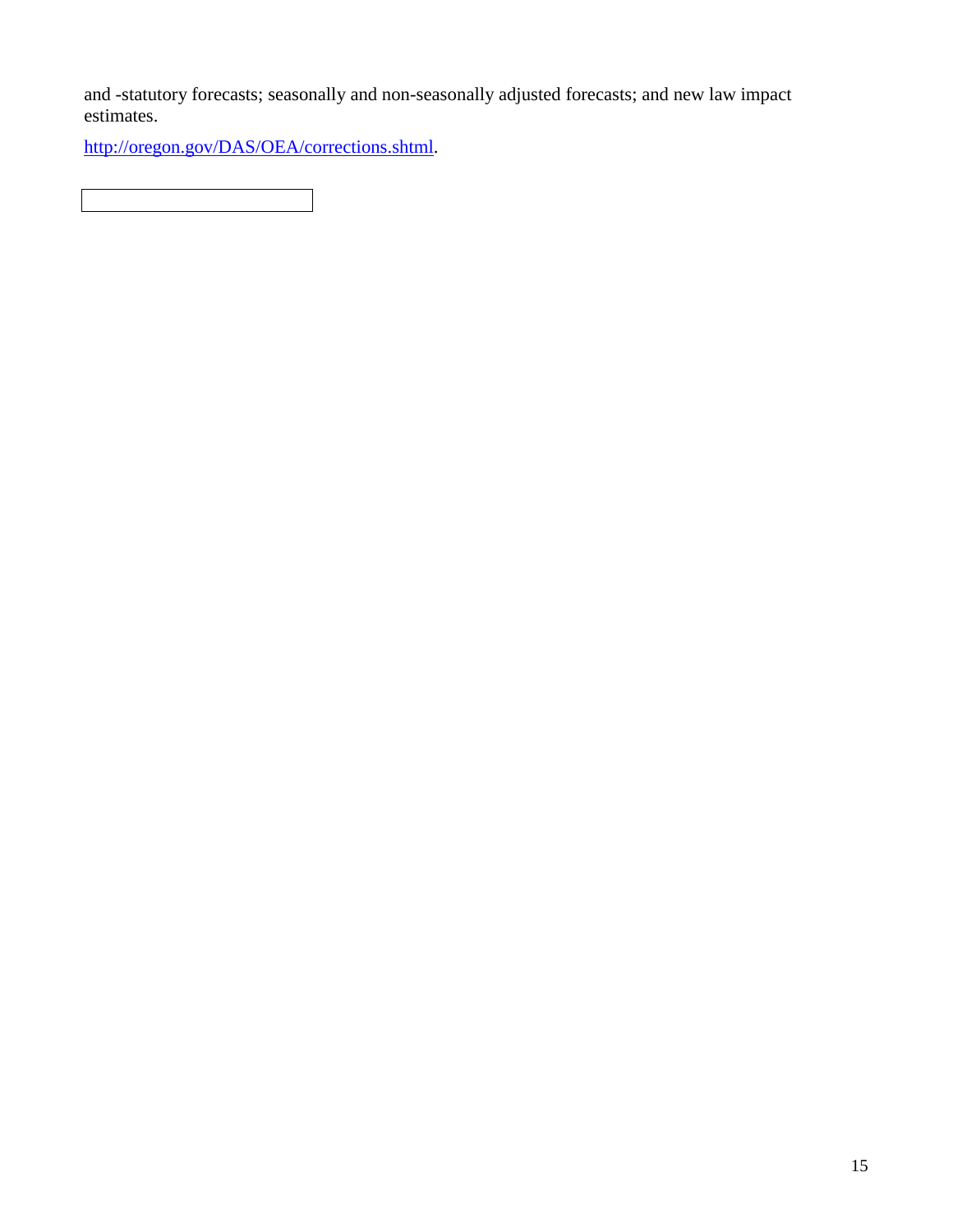and -statutory forecasts; seasonally and non-seasonally adjusted forecasts; and new law impact estimates.

http://oregon.gov/DAS/OEA/corrections.shtml.